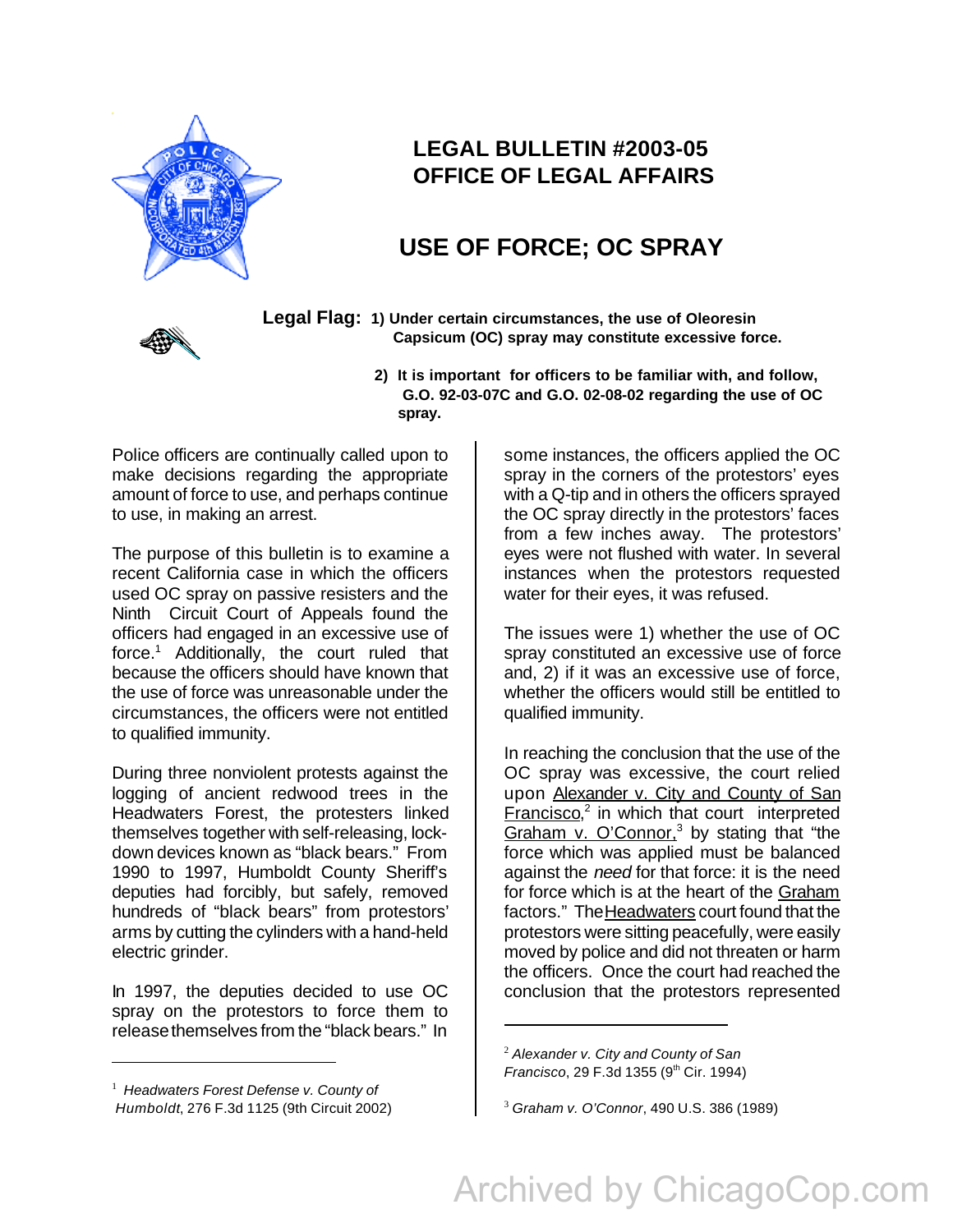# LEGAL BULLETIN #2003-05
# OFFICE OF LEGAL AFFAIRS

## USE OF FORCE; OC SPRAY

**Legal Flag:** **1) Under certain circumstances, the use of Oleoresin Capsicum (OC) spray may constitute excessive force.**

**2) It is important for officers to be familiar with, and follow, G.O. 92-03-07C and G.O. 02-08-02 regarding the use of OC spray.**

Police officers are continually called upon to make decisions regarding the appropriate amount of force to use, and perhaps continue to use, in making an arrest.

The purpose of this bulletin is to examine a recent California case in which the officers used OC spray on passive resisters and the Ninth Circuit Court of Appeals found the officers had engaged in an excessive use of force.[1] Additionally, the court ruled that because the officers should have known that the use of force was unreasonable under the circumstances, the officers were not entitled to qualified immunity.

During three nonviolent protests against the logging of ancient redwood trees in the Headwaters Forest, the protesters linked themselves together with self-releasing, lock-down devices known as "black bears." From 1990 to 1997, Humboldt County Sheriff's deputies had forcibly, but safely, removed hundreds of "black bears" from protestors' arms by cutting the cylinders with a hand-held electric grinder.

In 1997, the deputies decided to use OC spray on the protestors to force them to release themselves from the "black bears." In some instances, the officers applied the OC spray in the corners of the protestors' eyes with a Q-tip and in others the officers sprayed the OC spray directly in the protestors' faces from a few inches away. The protestors' eyes were not flushed with water. In several instances when the protestors requested water for their eyes, it was refused.

The issues were 1) whether the use of OC spray constituted an excessive use of force and, 2) if it was an excessive use of force, whether the officers would still be entitled to qualified immunity.

In reaching the conclusion that the use of the OC spray was excessive, the court relied upon Alexander v. City and County of San Francisco,[2] in which that court interpreted Graham v. O'Connor,[3] by stating that "the force which was applied must be balanced against the *need* for that force: it is the need for force which is at the heart of the Graham factors." The Headwaters court found that the protestors were sitting peacefully, were easily moved by police and did not threaten or harm the officers. Once the court had reached the conclusion that the protestors represented

---

[1] *Headwaters Forest Defense v. County of Humboldt*, 276 F.3d 1125 (9th Circuit 2002)

[2] *Alexander v. City and County of San Francisco*, 29 F.3d 1355 (9th Cir. 1994)

[3] *Graham v. O'Connor*, 490 U.S. 386 (1989)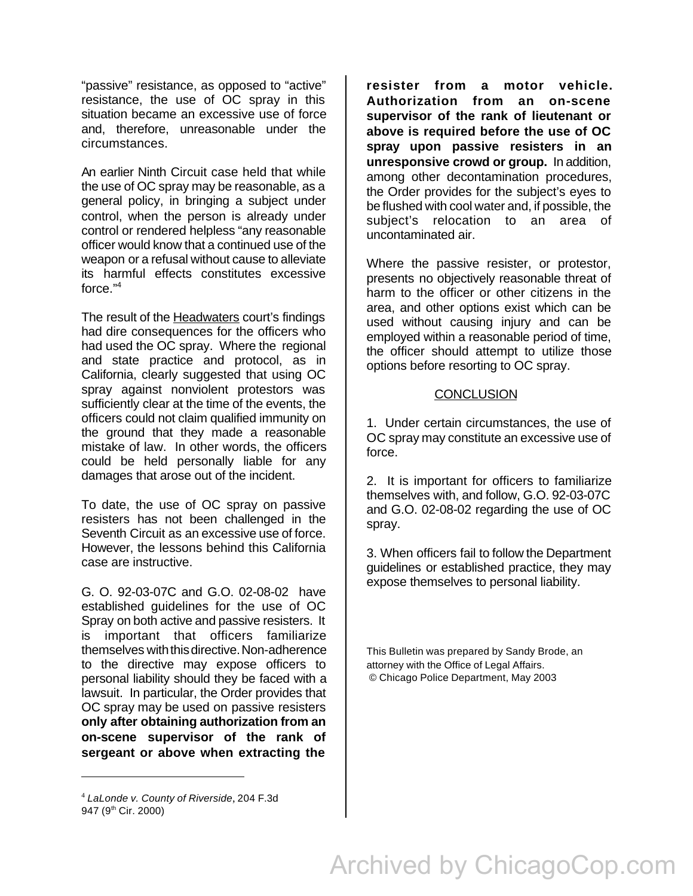"passive" resistance, as opposed to "active" resistance, the use of OC spray in this situation became an excessive use of force and, therefore, unreasonable under the circumstances.

An earlier Ninth Circuit case held that while the use of OC spray may be reasonable, as a general policy, in bringing a subject under control, when the person is already under control or rendered helpless "any reasonable officer would know that a continued use of the weapon or a refusal without cause to alleviate its harmful effects constitutes excessive force."[4]

The result of the Headwaters court's findings had dire consequences for the officers who had used the OC spray. Where the regional and state practice and protocol, as in California, clearly suggested that using OC spray against nonviolent protestors was sufficiently clear at the time of the events, the officers could not claim qualified immunity on the ground that they made a reasonable mistake of law. In other words, the officers could be held personally liable for any damages that arose out of the incident.

To date, the use of OC spray on passive resisters has not been challenged in the Seventh Circuit as an excessive use of force. However, the lessons behind this California case are instructive.

G. O. 92-03-07C and G.O. 02-08-02 have established guidelines for the use of OC Spray on both active and passive resisters. It is important that officers familiarize themselves with this directive. Non-adherence to the directive may expose officers to personal liability should they be faced with a lawsuit. In particular, the Order provides that OC spray may be used on passive resisters **only after obtaining authorization from an on-scene supervisor of the rank of sergeant or above when extracting the resister from a motor vehicle. Authorization from an on-scene supervisor of the rank of lieutenant or above is required before the use of OC spray upon passive resisters in an unresponsive crowd or group.** In addition, among other decontamination procedures, the Order provides for the subject's eyes to be flushed with cool water and, if possible, the subject's relocation to an area of uncontaminated air.

Where the passive resister, or protestor, presents no objectively reasonable threat of harm to the officer or other citizens in the area, and other options exist which can be used without causing injury and can be employed within a reasonable period of time, the officer should attempt to utilize those options before resorting to OC spray.

## CONCLUSION

1. Under certain circumstances, the use of OC spray may constitute an excessive use of force.

2. It is important for officers to familiarize themselves with, and follow, G.O. 92-03-07C and G.O. 02-08-02 regarding the use of OC spray.

3. When officers fail to follow the Department guidelines or established practice, they may expose themselves to personal liability.

This Bulletin was prepared by Sandy Brode, an attorney with the Office of Legal Affairs.
© Chicago Police Department, May 2003

---

[4] *LaLonde v. County of Riverside*, 204 F.3d 947 (9th Cir. 2000)